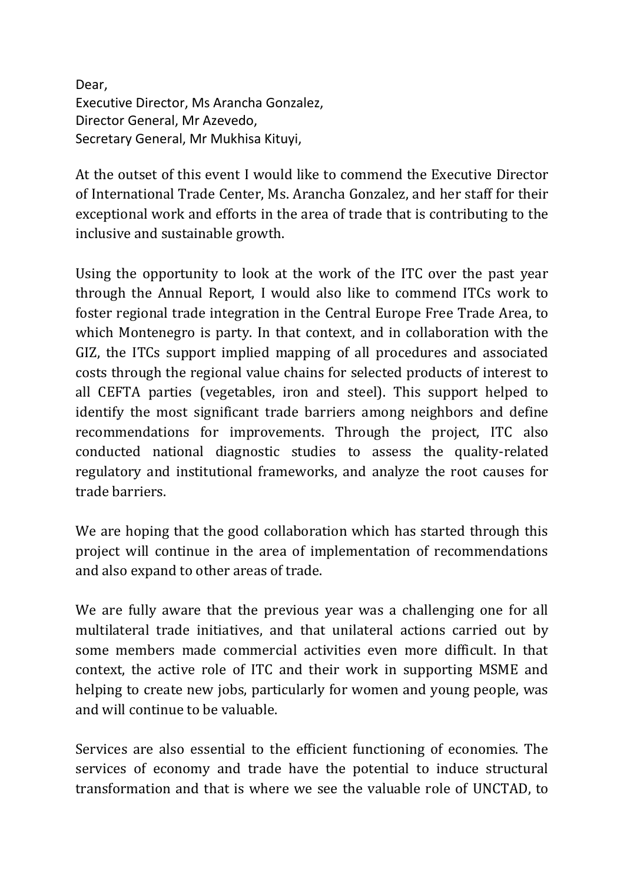Dear,
Executive Director, Ms Arancha Gonzalez,
Director General, Mr Azevedo,
Secretary General, Mr Mukhisa Kituyi,

At the outset of this event I would like to commend the Executive Director of International Trade Center, Ms. Arancha Gonzalez, and her staff for their exceptional work and efforts in the area of trade that is contributing to the inclusive and sustainable growth.

Using the opportunity to look at the work of the ITC over the past year through the Annual Report, I would also like to commend ITCs work to foster regional trade integration in the Central Europe Free Trade Area, to which Montenegro is party. In that context, and in collaboration with the GIZ, the ITCs support implied mapping of all procedures and associated costs through the regional value chains for selected products of interest to all CEFTA parties (vegetables, iron and steel). This support helped to identify the most significant trade barriers among neighbors and define recommendations for improvements. Through the project, ITC also conducted national diagnostic studies to assess the quality-related regulatory and institutional frameworks, and analyze the root causes for trade barriers.

We are hoping that the good collaboration which has started through this project will continue in the area of implementation of recommendations and also expand to other areas of trade.

We are fully aware that the previous year was a challenging one for all multilateral trade initiatives, and that unilateral actions carried out by some members made commercial activities even more difficult. In that context, the active role of ITC and their work in supporting MSME and helping to create new jobs, particularly for women and young people, was and will continue to be valuable.

Services are also essential to the efficient functioning of economies. The services of economy and trade have the potential to induce structural transformation and that is where we see the valuable role of UNCTAD, to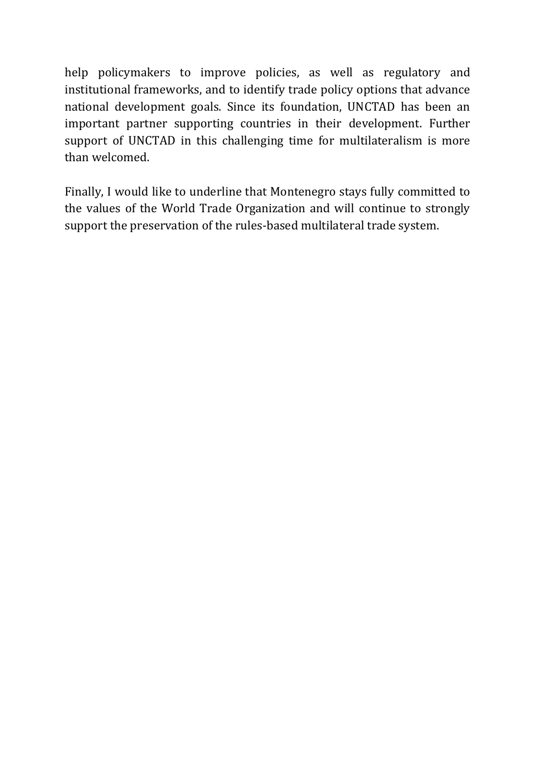help policymakers to improve policies, as well as regulatory and institutional frameworks, and to identify trade policy options that advance national development goals. Since its foundation, UNCTAD has been an important partner supporting countries in their development. Further support of UNCTAD in this challenging time for multilateralism is more than welcomed.

Finally, I would like to underline that Montenegro stays fully committed to the values of the World Trade Organization and will continue to strongly support the preservation of the rules-based multilateral trade system.